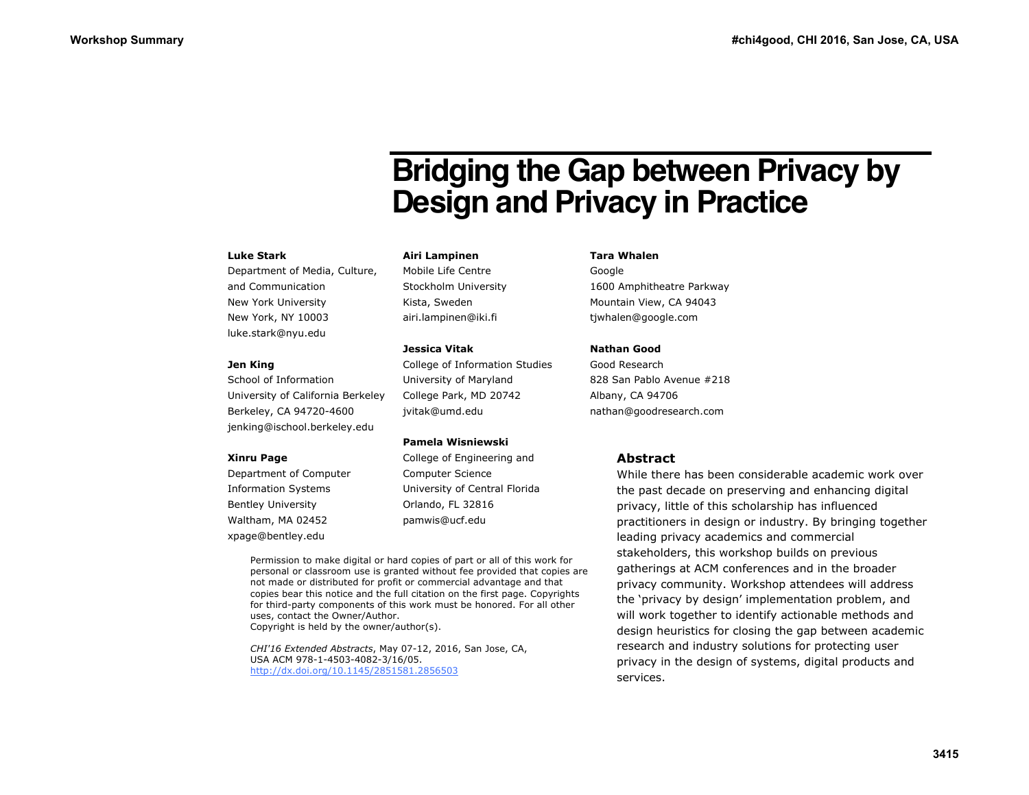# Bridging the Gap between Privacy by Design and Privacy in Practice

**Luke Stark**
Department of Media, Culture, and Communication
New York University
New York, NY 10003
luke.stark@nyu.edu

**Jen King**
School of Information
University of California Berkeley
Berkeley, CA 94720-4600
jenking@ischool.berkeley.edu

**Xinru Page**
Department of Computer Information Systems
Bentley University
Waltham, MA 02452
xpage@bentley.edu

**Airi Lampinen**
Mobile Life Centre
Stockholm University
Kista, Sweden
airi.lampinen@iki.fi

**Jessica Vitak**
College of Information Studies
University of Maryland
College Park, MD 20742
jvitak@umd.edu

**Pamela Wisniewski**
College of Engineering and Computer Science
University of Central Florida
Orlando, FL 32816
pamwis@ucf.edu

**Tara Whalen**
Google
1600 Amphitheatre Parkway
Mountain View, CA 94043
tjwhalen@google.com

**Nathan Good**
Good Research
828 San Pablo Avenue #218
Albany, CA 94706
nathan@goodresearch.com

Permission to make digital or hard copies of part or all of this work for personal or classroom use is granted without fee provided that copies are not made or distributed for profit or commercial advantage and that copies bear this notice and the full citation on the first page. Copyrights for third-party components of this work must be honored. For all other uses, contact the Owner/Author.
Copyright is held by the owner/author(s).

*CHI'16 Extended Abstracts*, May 07-12, 2016, San Jose, CA, USA ACM 978-1-4503-4082-3/16/05.
http://dx.doi.org/10.1145/2851581.2856503

## Abstract

While there has been considerable academic work over the past decade on preserving and enhancing digital privacy, little of this scholarship has influenced practitioners in design or industry. By bringing together leading privacy academics and commercial stakeholders, this workshop builds on previous gatherings at ACM conferences and in the broader privacy community. Workshop attendees will address the 'privacy by design' implementation problem, and will work together to identify actionable methods and design heuristics for closing the gap between academic research and industry solutions for protecting user privacy in the design of systems, digital products and services.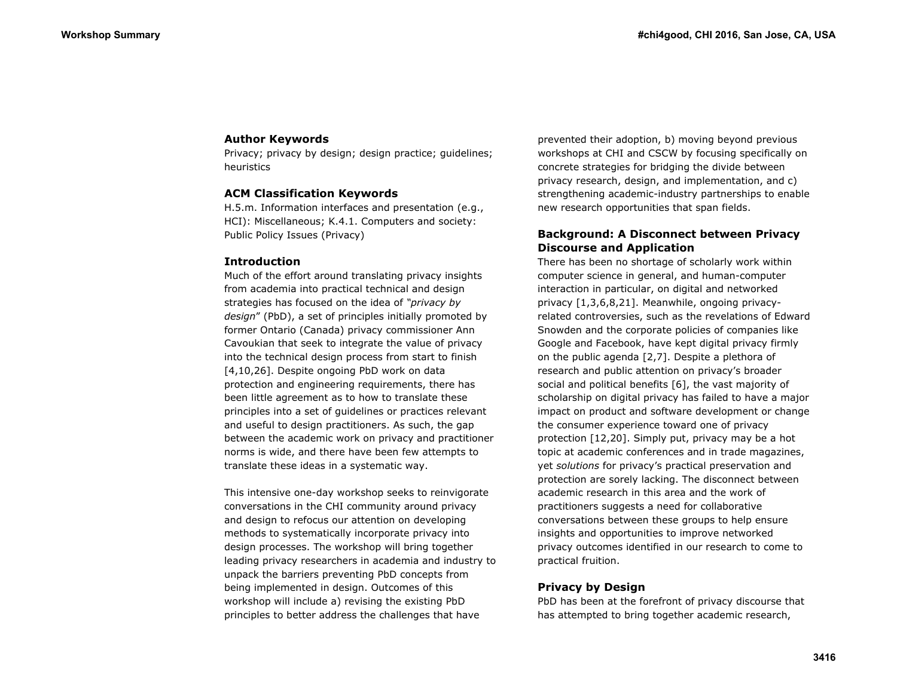### Author Keywords

Privacy; privacy by design; design practice; guidelines; heuristics

### ACM Classification Keywords

H.5.m. Information interfaces and presentation (e.g., HCI): Miscellaneous; K.4.1. Computers and society: Public Policy Issues (Privacy)

### Introduction

Much of the effort around translating privacy insights from academia into practical technical and design strategies has focused on the idea of "*privacy by design*" (PbD), a set of principles initially promoted by former Ontario (Canada) privacy commissioner Ann Cavoukian that seek to integrate the value of privacy into the technical design process from start to finish [4,10,26]. Despite ongoing PbD work on data protection and engineering requirements, there has been little agreement as to how to translate these principles into a set of guidelines or practices relevant and useful to design practitioners. As such, the gap between the academic work on privacy and practitioner norms is wide, and there have been few attempts to translate these ideas in a systematic way.

This intensive one-day workshop seeks to reinvigorate conversations in the CHI community around privacy and design to refocus our attention on developing methods to systematically incorporate privacy into design processes. The workshop will bring together leading privacy researchers in academia and industry to unpack the barriers preventing PbD concepts from being implemented in design. Outcomes of this workshop will include a) revising the existing PbD principles to better address the challenges that have prevented their adoption, b) moving beyond previous workshops at CHI and CSCW by focusing specifically on concrete strategies for bridging the divide between privacy research, design, and implementation, and c) strengthening academic-industry partnerships to enable new research opportunities that span fields.

### Background: A Disconnect between Privacy Discourse and Application

There has been no shortage of scholarly work within computer science in general, and human-computer interaction in particular, on digital and networked privacy [1,3,6,8,21]. Meanwhile, ongoing privacy-related controversies, such as the revelations of Edward Snowden and the corporate policies of companies like Google and Facebook, have kept digital privacy firmly on the public agenda [2,7]. Despite a plethora of research and public attention on privacy's broader social and political benefits [6], the vast majority of scholarship on digital privacy has failed to have a major impact on product and software development or change the consumer experience toward one of privacy protection [12,20]. Simply put, privacy may be a hot topic at academic conferences and in trade magazines, yet *solutions* for privacy's practical preservation and protection are sorely lacking. The disconnect between academic research in this area and the work of practitioners suggests a need for collaborative conversations between these groups to help ensure insights and opportunities to improve networked privacy outcomes identified in our research to come to practical fruition.

### Privacy by Design

PbD has been at the forefront of privacy discourse that has attempted to bring together academic research,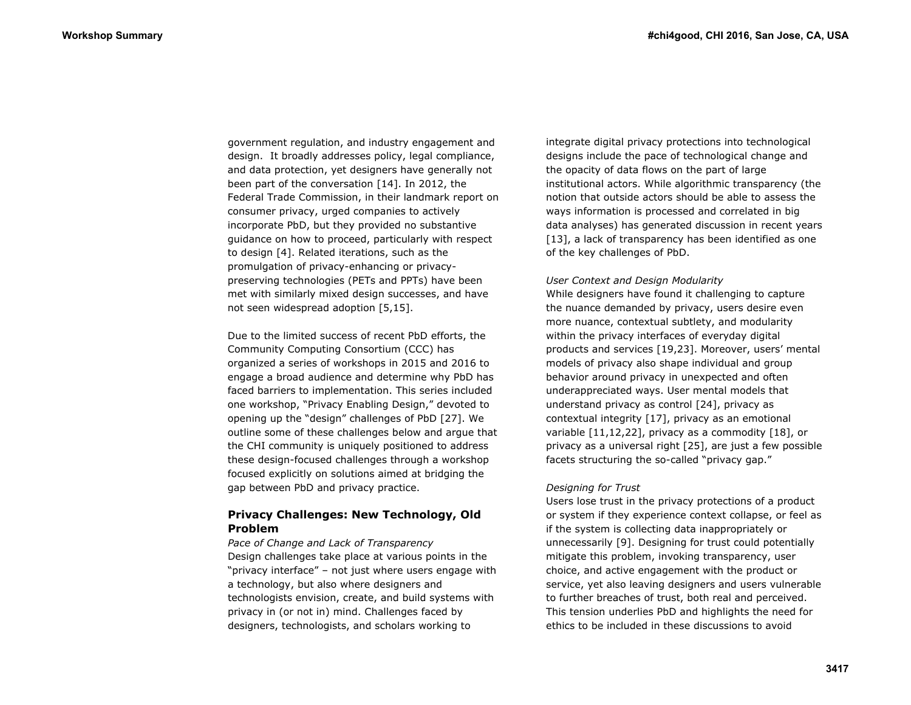government regulation, and industry engagement and design. It broadly addresses policy, legal compliance, and data protection, yet designers have generally not been part of the conversation [14]. In 2012, the Federal Trade Commission, in their landmark report on consumer privacy, urged companies to actively incorporate PbD, but they provided no substantive guidance on how to proceed, particularly with respect to design [4]. Related iterations, such as the promulgation of privacy-enhancing or privacy-preserving technologies (PETs and PPTs) have been met with similarly mixed design successes, and have not seen widespread adoption [5,15].

Due to the limited success of recent PbD efforts, the Community Computing Consortium (CCC) has organized a series of workshops in 2015 and 2016 to engage a broad audience and determine why PbD has faced barriers to implementation. This series included one workshop, "Privacy Enabling Design," devoted to opening up the "design" challenges of PbD [27]. We outline some of these challenges below and argue that the CHI community is uniquely positioned to address these design-focused challenges through a workshop focused explicitly on solutions aimed at bridging the gap between PbD and privacy practice.

## Privacy Challenges: New Technology, Old Problem

*Pace of Change and Lack of Transparency*

Design challenges take place at various points in the "privacy interface" – not just where users engage with a technology, but also where designers and technologists envision, create, and build systems with privacy in (or not in) mind. Challenges faced by designers, technologists, and scholars working to integrate digital privacy protections into technological designs include the pace of technological change and the opacity of data flows on the part of large institutional actors. While algorithmic transparency (the notion that outside actors should be able to assess the ways information is processed and correlated in big data analyses) has generated discussion in recent years [13], a lack of transparency has been identified as one of the key challenges of PbD.

*User Context and Design Modularity*

While designers have found it challenging to capture the nuance demanded by privacy, users desire even more nuance, contextual subtlety, and modularity within the privacy interfaces of everyday digital products and services [19,23]. Moreover, users' mental models of privacy also shape individual and group behavior around privacy in unexpected and often underappreciated ways. User mental models that understand privacy as control [24], privacy as contextual integrity [17], privacy as an emotional variable [11,12,22], privacy as a commodity [18], or privacy as a universal right [25], are just a few possible facets structuring the so-called "privacy gap."

*Designing for Trust*

Users lose trust in the privacy protections of a product or system if they experience context collapse, or feel as if the system is collecting data inappropriately or unnecessarily [9]. Designing for trust could potentially mitigate this problem, invoking transparency, user choice, and active engagement with the product or service, yet also leaving designers and users vulnerable to further breaches of trust, both real and perceived. This tension underlies PbD and highlights the need for ethics to be included in these discussions to avoid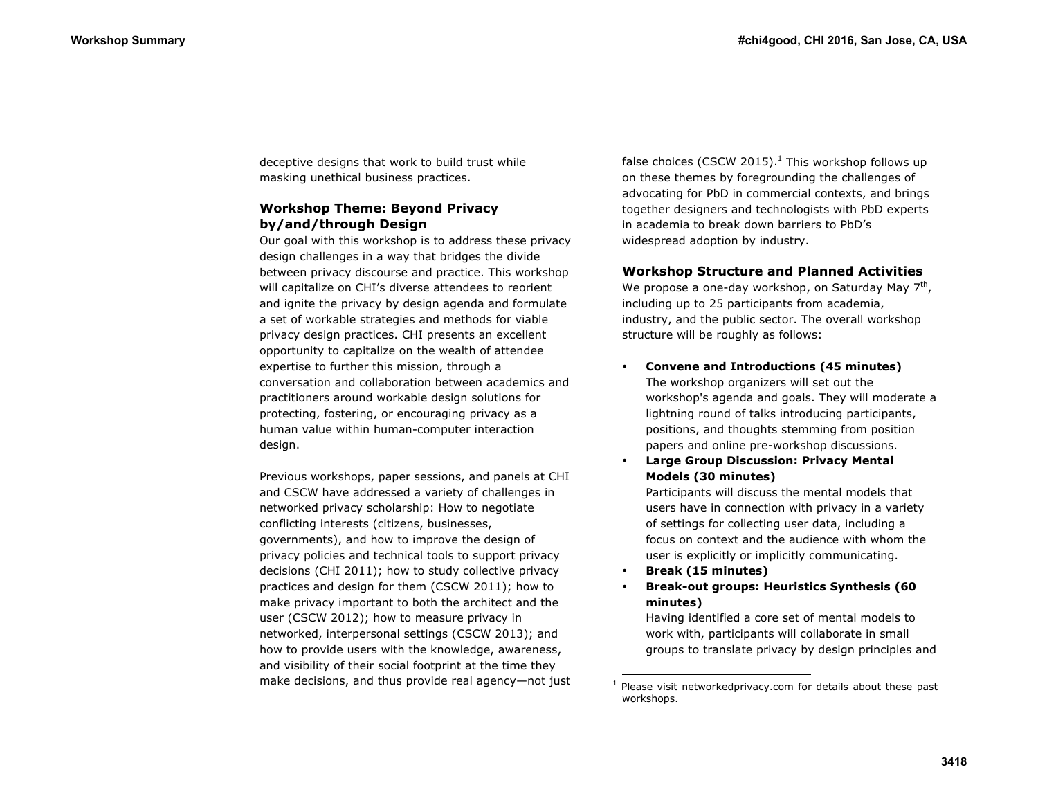deceptive designs that work to build trust while masking unethical business practices.

### Workshop Theme: Beyond Privacy by/and/through Design

Our goal with this workshop is to address these privacy design challenges in a way that bridges the divide between privacy discourse and practice. This workshop will capitalize on CHI's diverse attendees to reorient and ignite the privacy by design agenda and formulate a set of workable strategies and methods for viable privacy design practices. CHI presents an excellent opportunity to capitalize on the wealth of attendee expertise to further this mission, through a conversation and collaboration between academics and practitioners around workable design solutions for protecting, fostering, or encouraging privacy as a human value within human-computer interaction design.

Previous workshops, paper sessions, and panels at CHI and CSCW have addressed a variety of challenges in networked privacy scholarship: How to negotiate conflicting interests (citizens, businesses, governments), and how to improve the design of privacy policies and technical tools to support privacy decisions (CHI 2011); how to study collective privacy practices and design for them (CSCW 2011); how to make privacy important to both the architect and the user (CSCW 2012); how to measure privacy in networked, interpersonal settings (CSCW 2013); and how to provide users with the knowledge, awareness, and visibility of their social footprint at the time they make decisions, and thus provide real agency—not just false choices (CSCW 2015).[1] This workshop follows up on these themes by foregrounding the challenges of advocating for PbD in commercial contexts, and brings together designers and technologists with PbD experts in academia to break down barriers to PbD's widespread adoption by industry.

### Workshop Structure and Planned Activities

We propose a one-day workshop, on Saturday May 7$^{th}$, including up to 25 participants from academia, industry, and the public sector. The overall workshop structure will be roughly as follows:

- **Convene and Introductions (45 minutes)**
  The workshop organizers will set out the workshop's agenda and goals. They will moderate a lightning round of talks introducing participants, positions, and thoughts stemming from position papers and online pre-workshop discussions.
- **Large Group Discussion: Privacy Mental Models (30 minutes)**
  Participants will discuss the mental models that users have in connection with privacy in a variety of settings for collecting user data, including a focus on context and the audience with whom the user is explicitly or implicitly communicating.
- **Break (15 minutes)**
- **Break-out groups: Heuristics Synthesis (60 minutes)**
  Having identified a core set of mental models to work with, participants will collaborate in small groups to translate privacy by design principles and

[1] Please visit networkedprivacy.com for details about these past workshops.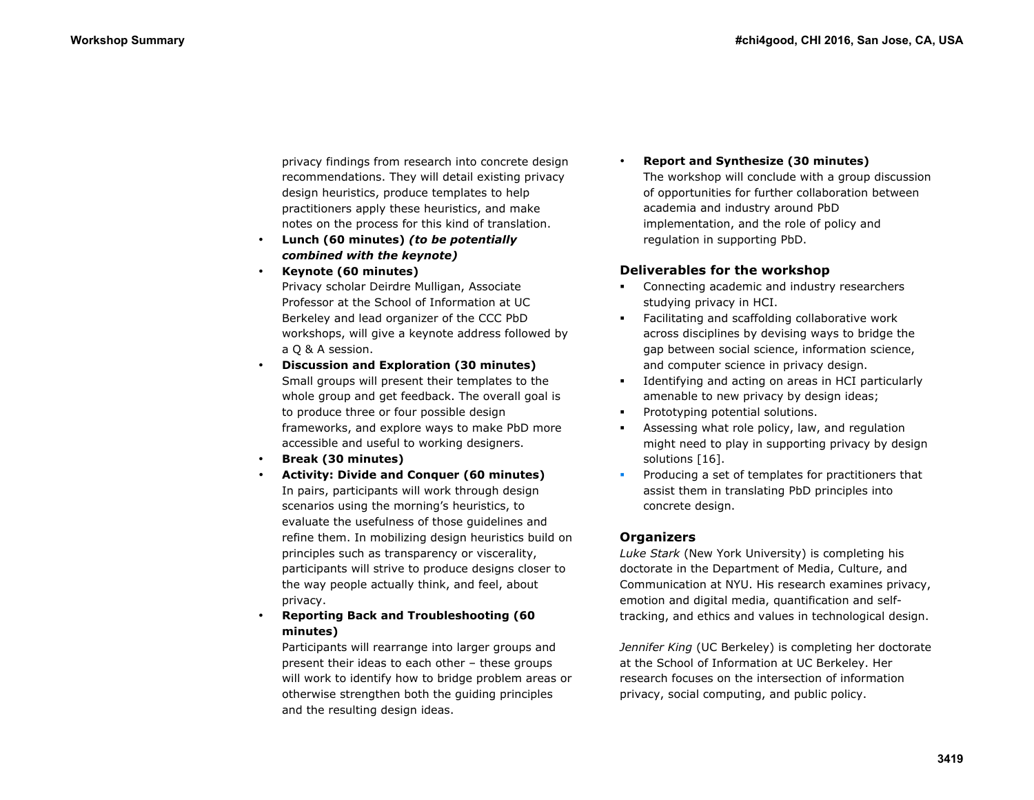privacy findings from research into concrete design recommendations. They will detail existing privacy design heuristics, produce templates to help practitioners apply these heuristics, and make notes on the process for this kind of translation.

- **Lunch (60 minutes)** ***(to be potentially combined with the keynote)***
- **Keynote (60 minutes)**
  Privacy scholar Deirdre Mulligan, Associate Professor at the School of Information at UC Berkeley and lead organizer of the CCC PbD workshops, will give a keynote address followed by a Q & A session.
- **Discussion and Exploration (30 minutes)**
  Small groups will present their templates to the whole group and get feedback. The overall goal is to produce three or four possible design frameworks, and explore ways to make PbD more accessible and useful to working designers.
- **Break (30 minutes)**
- **Activity: Divide and Conquer (60 minutes)**
  In pairs, participants will work through design scenarios using the morning's heuristics, to evaluate the usefulness of those guidelines and refine them. In mobilizing design heuristics build on principles such as transparency or viscerality, participants will strive to produce designs closer to the way people actually think, and feel, about privacy.
- **Reporting Back and Troubleshooting (60 minutes)**
  Participants will rearrange into larger groups and present their ideas to each other – these groups will work to identify how to bridge problem areas or otherwise strengthen both the guiding principles and the resulting design ideas.
- **Report and Synthesize (30 minutes)**
  The workshop will conclude with a group discussion of opportunities for further collaboration between academia and industry around PbD implementation, and the role of policy and regulation in supporting PbD.

## Deliverables for the workshop

- Connecting academic and industry researchers studying privacy in HCI.
- Facilitating and scaffolding collaborative work across disciplines by devising ways to bridge the gap between social science, information science, and computer science in privacy design.
- Identifying and acting on areas in HCI particularly amenable to new privacy by design ideas;
- Prototyping potential solutions.
- Assessing what role policy, law, and regulation might need to play in supporting privacy by design solutions [16].
- Producing a set of templates for practitioners that assist them in translating PbD principles into concrete design.

## Organizers

*Luke Stark* (New York University) is completing his doctorate in the Department of Media, Culture, and Communication at NYU. His research examines privacy, emotion and digital media, quantification and self-tracking, and ethics and values in technological design.

*Jennifer King* (UC Berkeley) is completing her doctorate at the School of Information at UC Berkeley. Her research focuses on the intersection of information privacy, social computing, and public policy.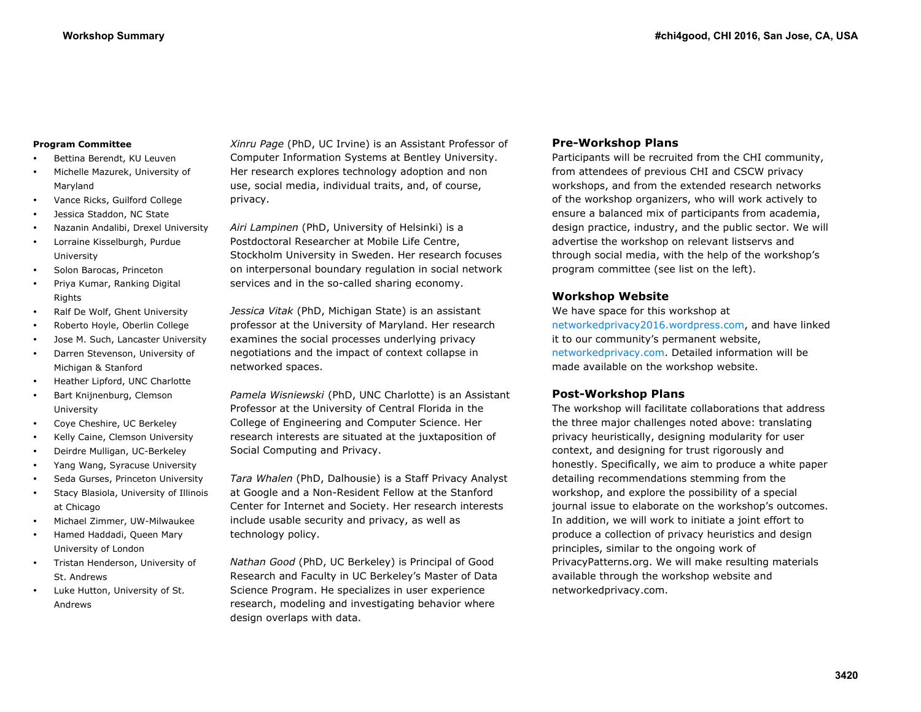**Program Committee**

- Bettina Berendt, KU Leuven
- Michelle Mazurek, University of Maryland
- Vance Ricks, Guilford College
- Jessica Staddon, NC State
- Nazanin Andalibi, Drexel University
- Lorraine Kisselburgh, Purdue University
- Solon Barocas, Princeton
- Priya Kumar, Ranking Digital Rights
- Ralf De Wolf, Ghent University
- Roberto Hoyle, Oberlin College
- Jose M. Such, Lancaster University
- Darren Stevenson, University of Michigan & Stanford
- Heather Lipford, UNC Charlotte
- Bart Knijnenburg, Clemson University
- Coye Cheshire, UC Berkeley
- Kelly Caine, Clemson University
- Deirdre Mulligan, UC-Berkeley
- Yang Wang, Syracuse University
- Seda Gurses, Princeton University
- Stacy Blasiola, University of Illinois at Chicago
- Michael Zimmer, UW-Milwaukee
- Hamed Haddadi, Queen Mary University of London
- Tristan Henderson, University of St. Andrews
- Luke Hutton, University of St. Andrews

*Xinru Page* (PhD, UC Irvine) is an Assistant Professor of Computer Information Systems at Bentley University. Her research explores technology adoption and non use, social media, individual traits, and, of course, privacy.

*Airi Lampinen* (PhD, University of Helsinki) is a Postdoctoral Researcher at Mobile Life Centre, Stockholm University in Sweden. Her research focuses on interpersonal boundary regulation in social network services and in the so-called sharing economy.

*Jessica Vitak* (PhD, Michigan State) is an assistant professor at the University of Maryland. Her research examines the social processes underlying privacy negotiations and the impact of context collapse in networked spaces.

*Pamela Wisniewski* (PhD, UNC Charlotte) is an Assistant Professor at the University of Central Florida in the College of Engineering and Computer Science. Her research interests are situated at the juxtaposition of Social Computing and Privacy.

*Tara Whalen* (PhD, Dalhousie) is a Staff Privacy Analyst at Google and a Non-Resident Fellow at the Stanford Center for Internet and Society. Her research interests include usable security and privacy, as well as technology policy.

*Nathan Good* (PhD, UC Berkeley) is Principal of Good Research and Faculty in UC Berkeley's Master of Data Science Program. He specializes in user experience research, modeling and investigating behavior where design overlaps with data.

## Pre-Workshop Plans

Participants will be recruited from the CHI community, from attendees of previous CHI and CSCW privacy workshops, and from the extended research networks of the workshop organizers, who will work actively to ensure a balanced mix of participants from academia, design practice, industry, and the public sector. We will advertise the workshop on relevant listservs and through social media, with the help of the workshop's program committee (see list on the left).

## Workshop Website

We have space for this workshop at networkedprivacy2016.wordpress.com, and have linked it to our community's permanent website, networkedprivacy.com. Detailed information will be made available on the workshop website.

## Post-Workshop Plans

The workshop will facilitate collaborations that address the three major challenges noted above: translating privacy heuristically, designing modularity for user context, and designing for trust rigorously and honestly. Specifically, we aim to produce a white paper detailing recommendations stemming from the workshop, and explore the possibility of a special journal issue to elaborate on the workshop's outcomes. In addition, we will work to initiate a joint effort to produce a collection of privacy heuristics and design principles, similar to the ongoing work of PrivacyPatterns.org. We will make resulting materials available through the workshop website and networkedprivacy.com.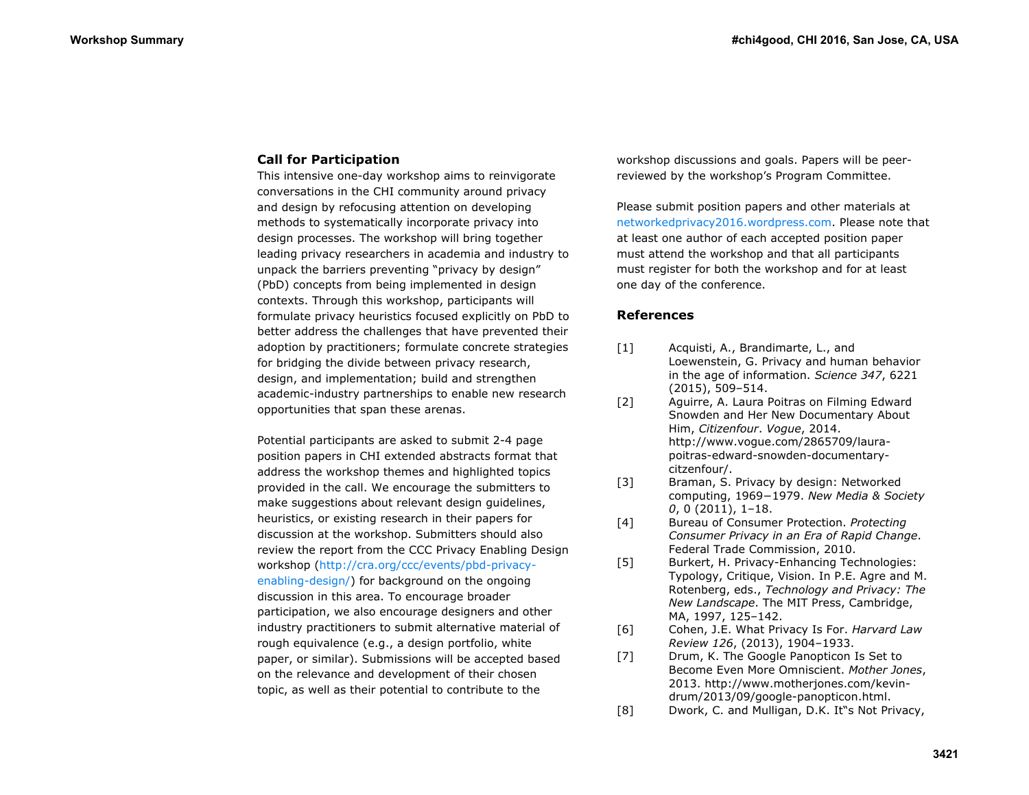## Call for Participation

This intensive one-day workshop aims to reinvigorate conversations in the CHI community around privacy and design by refocusing attention on developing methods to systematically incorporate privacy into design processes. The workshop will bring together leading privacy researchers in academia and industry to unpack the barriers preventing "privacy by design" (PbD) concepts from being implemented in design contexts. Through this workshop, participants will formulate privacy heuristics focused explicitly on PbD to better address the challenges that have prevented their adoption by practitioners; formulate concrete strategies for bridging the divide between privacy research, design, and implementation; build and strengthen academic-industry partnerships to enable new research opportunities that span these arenas.

Potential participants are asked to submit 2-4 page position papers in CHI extended abstracts format that address the workshop themes and highlighted topics provided in the call. We encourage the submitters to make suggestions about relevant design guidelines, heuristics, or existing research in their papers for discussion at the workshop. Submitters should also review the report from the CCC Privacy Enabling Design workshop (http://cra.org/ccc/events/pbd-privacy-enabling-design/) for background on the ongoing discussion in this area. To encourage broader participation, we also encourage designers and other industry practitioners to submit alternative material of rough equivalence (e.g., a design portfolio, white paper, or similar). Submissions will be accepted based on the relevance and development of their chosen topic, as well as their potential to contribute to the workshop discussions and goals. Papers will be peer-reviewed by the workshop's Program Committee.

Please submit position papers and other materials at networkedprivacy2016.wordpress.com. Please note that at least one author of each accepted position paper must attend the workshop and that all participants must register for both the workshop and for at least one day of the conference.

## References

[1] Acquisti, A., Brandimarte, L., and Loewenstein, G. Privacy and human behavior in the age of information. *Science 347*, 6221 (2015), 509–514.

[2] Aguirre, A. Laura Poitras on Filming Edward Snowden and Her New Documentary About Him, *Citizenfour*. *Vogue*, 2014. http://www.vogue.com/2865709/laura-poitras-edward-snowden-documentary-citzenfour/.

[3] Braman, S. Privacy by design: Networked computing, 1969−1979. *New Media & Society 0*, 0 (2011), 1–18.

[4] Bureau of Consumer Protection. *Protecting Consumer Privacy in an Era of Rapid Change*. Federal Trade Commission, 2010.

[5] Burkert, H. Privacy-Enhancing Technologies: Typology, Critique, Vision. In P.E. Agre and M. Rotenberg, eds., *Technology and Privacy: The New Landscape*. The MIT Press, Cambridge, MA, 1997, 125–142.

[6] Cohen, J.E. What Privacy Is For. *Harvard Law Review 126*, (2013), 1904–1933.

[7] Drum, K. The Google Panopticon Is Set to Become Even More Omniscient. *Mother Jones*, 2013. http://www.motherjones.com/kevin-drum/2013/09/google-panopticon.html.

[8] Dwork, C. and Mulligan, D.K. It"s Not Privacy,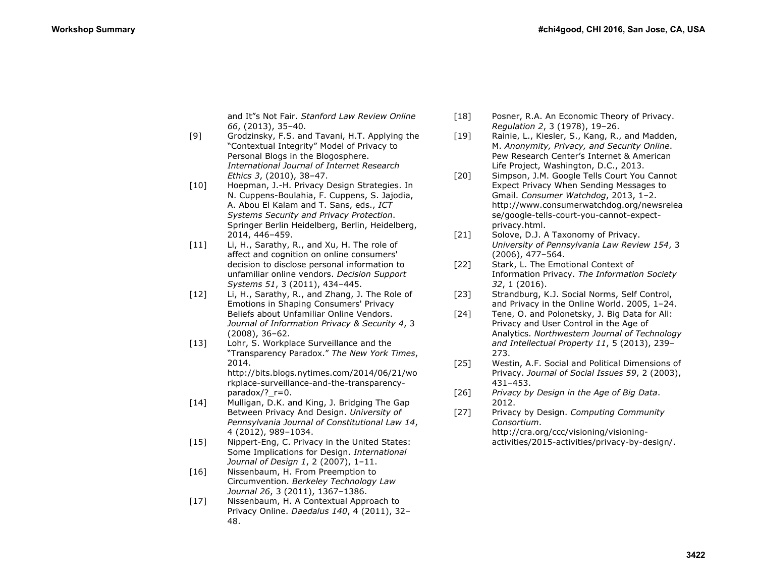and It"s Not Fair. *Stanford Law Review Online 66*, (2013), 35–40.

[9] Grodzinsky, F.S. and Tavani, H.T. Applying the "Contextual Integrity" Model of Privacy to Personal Blogs in the Blogosphere. *International Journal of Internet Research Ethics 3*, (2010), 38–47.

[10] Hoepman, J.-H. Privacy Design Strategies. In N. Cuppens-Boulahia, F. Cuppens, S. Jajodia, A. Abou El Kalam and T. Sans, eds., *ICT Systems Security and Privacy Protection*. Springer Berlin Heidelberg, Berlin, Heidelberg, 2014, 446–459.

[11] Li, H., Sarathy, R., and Xu, H. The role of affect and cognition on online consumers' decision to disclose personal information to unfamiliar online vendors. *Decision Support Systems 51*, 3 (2011), 434–445.

[12] Li, H., Sarathy, R., and Zhang, J. The Role of Emotions in Shaping Consumers' Privacy Beliefs about Unfamiliar Online Vendors. *Journal of Information Privacy & Security 4*, 3 (2008), 36–62.

[13] Lohr, S. Workplace Surveillance and the "Transparency Paradox." *The New York Times*, 2014. http://bits.blogs.nytimes.com/2014/06/21/workplace-surveillance-and-the-transparency-paradox/?_r=0.

[14] Mulligan, D.K. and King, J. Bridging The Gap Between Privacy And Design. *University of Pennsylvania Journal of Constitutional Law 14*, 4 (2012), 989–1034.

[15] Nippert-Eng, C. Privacy in the United States: Some Implications for Design. *International Journal of Design 1*, 2 (2007), 1–11.

[16] Nissenbaum, H. From Preemption to Circumvention. *Berkeley Technology Law Journal 26*, 3 (2011), 1367–1386.

[17] Nissenbaum, H. A Contextual Approach to Privacy Online. *Daedalus 140*, 4 (2011), 32–48.

[18] Posner, R.A. An Economic Theory of Privacy. *Regulation 2*, 3 (1978), 19–26.

[19] Rainie, L., Kiesler, S., Kang, R., and Madden, M. *Anonymity, Privacy, and Security Online*. Pew Research Center's Internet & American Life Project, Washington, D.C., 2013.

[20] Simpson, J.M. Google Tells Court You Cannot Expect Privacy When Sending Messages to Gmail. *Consumer Watchdog*, 2013, 1–2. http://www.consumerwatchdog.org/newsrelease/google-tells-court-you-cannot-expect-privacy.html.

[21] Solove, D.J. A Taxonomy of Privacy. *University of Pennsylvania Law Review 154*, 3 (2006), 477–564.

[22] Stark, L. The Emotional Context of Information Privacy. *The Information Society 32*, 1 (2016).

[23] Strandburg, K.J. Social Norms, Self Control, and Privacy in the Online World. 2005, 1–24.

[24] Tene, O. and Polonetsky, J. Big Data for All: Privacy and User Control in the Age of Analytics. *Northwestern Journal of Technology and Intellectual Property 11*, 5 (2013), 239–273.

[25] Westin, A.F. Social and Political Dimensions of Privacy. *Journal of Social Issues 59*, 2 (2003), 431–453.

[26] *Privacy by Design in the Age of Big Data*. 2012.

[27] Privacy by Design. *Computing Community Consortium*. http://cra.org/ccc/visioning/visioning-activities/2015-activities/privacy-by-design/.